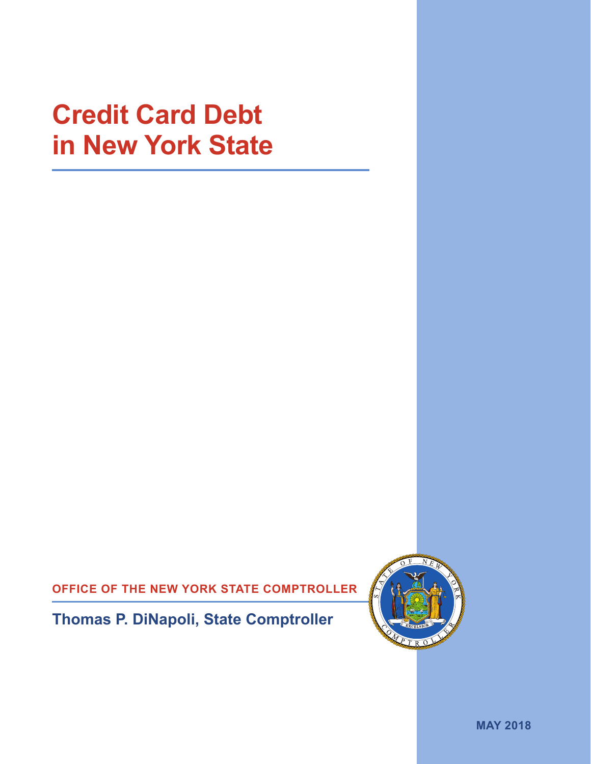# Credit Card Debt in New York State

**OFFICE OF THE NEW YORK STATE COMPTROLLER**

**Thomas P. DiNapoli, State Comptroller**

**MAY 2018**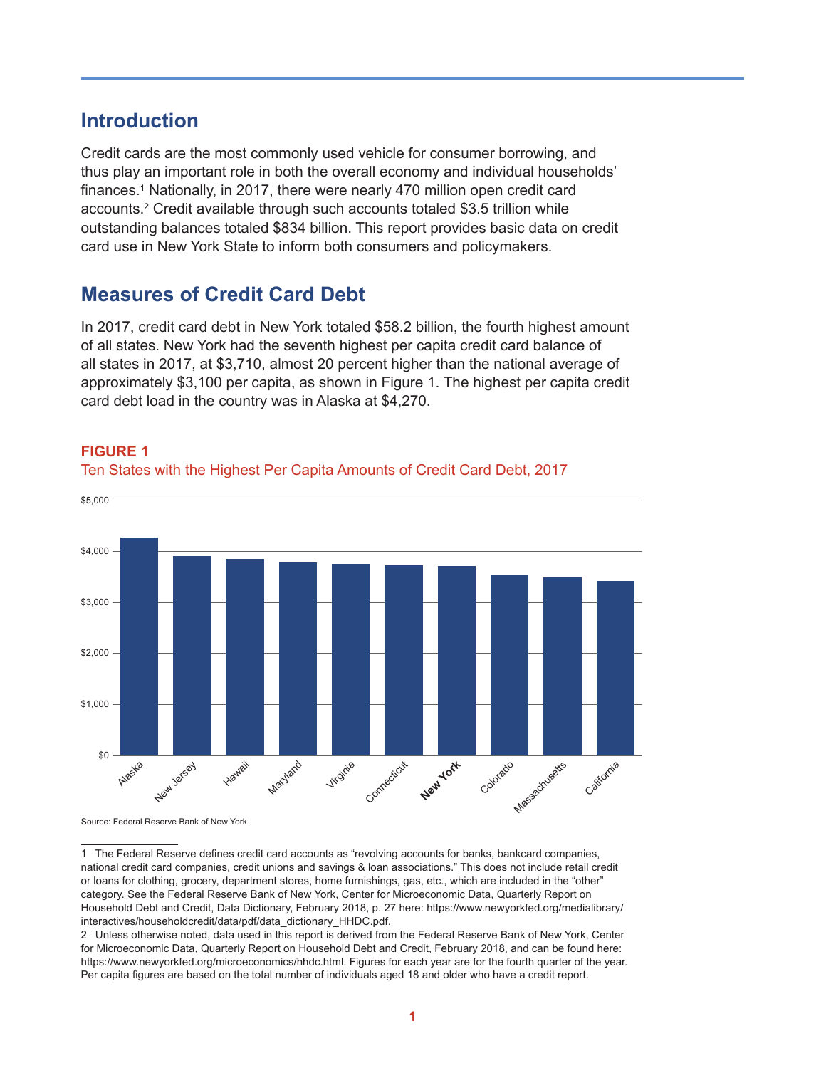## Introduction

Credit cards are the most commonly used vehicle for consumer borrowing, and thus play an important role in both the overall economy and individual households' finances.[1] Nationally, in 2017, there were nearly 470 million open credit card accounts.[2] Credit available through such accounts totaled $3.5 trillion while outstanding balances totaled $834 billion. This report provides basic data on credit card use in New York State to inform both consumers and policymakers.

## Measures of Credit Card Debt

In 2017, credit card debt in New York totaled $58.2 billion, the fourth highest amount of all states. New York had the seventh highest per capita credit card balance of all states in 2017, at $3,710, almost 20 percent higher than the national average of approximately $3,100 per capita, as shown in Figure 1. The highest per capita credit card debt load in the country was in Alaska at $4,270.

**FIGURE 1**

Ten States with the Highest Per Capita Amounts of Credit Card Debt, 2017

$5,000
$4,000
$3,000
$2,000
$1,000
$0

Alaska
New Jersey
Hawaii
Maryland
Virginia
Connecticut
**New York**
Colorado
Massachusetts
California

Source: Federal Reserve Bank of New York

1 The Federal Reserve defines credit card accounts as "revolving accounts for banks, bankcard companies, national credit card companies, credit unions and savings & loan associations." This does not include retail credit or loans for clothing, grocery, department stores, home furnishings, gas, etc., which are included in the "other" category. See the Federal Reserve Bank of New York, Center for Microeconomic Data, Quarterly Report on Household Debt and Credit, Data Dictionary, February 2018, p. 27 here: https://www.newyorkfed.org/medialibrary/interactives/householdcredit/data/pdf/data_dictionary_HHDC.pdf.

2 Unless otherwise noted, data used in this report is derived from the Federal Reserve Bank of New York, Center for Microeconomic Data, Quarterly Report on Household Debt and Credit, February 2018, and can be found here: https://www.newyorkfed.org/microeconomics/hhdc.html. Figures for each year are for the fourth quarter of the year. Per capita figures are based on the total number of individuals aged 18 and older who have a credit report.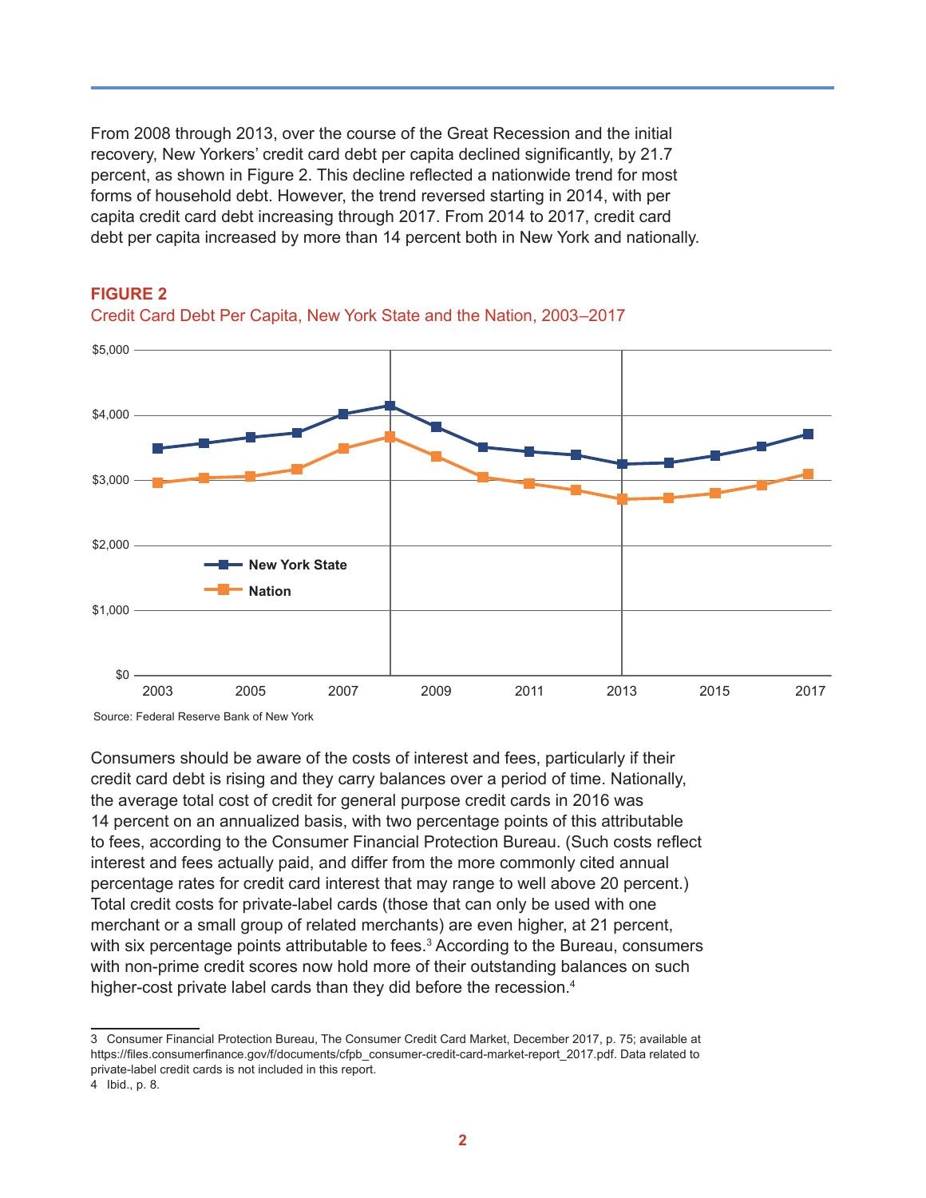From 2008 through 2013, over the course of the Great Recession and the initial recovery, New Yorkers' credit card debt per capita declined significantly, by 21.7 percent, as shown in Figure 2. This decline reflected a nationwide trend for most forms of household debt. However, the trend reversed starting in 2014, with per capita credit card debt increasing through 2017. From 2014 to 2017, credit card debt per capita increased by more than 14 percent both in New York and nationally.

**FIGURE 2**

Credit Card Debt Per Capita, New York State and the Nation, 2003–2017

$5,000
$4,000
$3,000
$2,000
$1,000
$0

2003
2005
2007
2009
2011
2013
2015
2017

New York State
Nation

Source: Federal Reserve Bank of New York

Consumers should be aware of the costs of interest and fees, particularly if their credit card debt is rising and they carry balances over a period of time. Nationally, the average total cost of credit for general purpose credit cards in 2016 was 14 percent on an annualized basis, with two percentage points of this attributable to fees, according to the Consumer Financial Protection Bureau. (Such costs reflect interest and fees actually paid, and differ from the more commonly cited annual percentage rates for credit card interest that may range to well above 20 percent.) Total credit costs for private-label cards (those that can only be used with one merchant or a small group of related merchants) are even higher, at 21 percent, with six percentage points attributable to fees.[3] According to the Bureau, consumers with non-prime credit scores now hold more of their outstanding balances on such higher-cost private label cards than they did before the recession.[4]

---

3 Consumer Financial Protection Bureau, The Consumer Credit Card Market, December 2017, p. 75; available at https://files.consumerfinance.gov/f/documents/cfpb_consumer-credit-card-market-report_2017.pdf. Data related to private-label credit cards is not included in this report.

4 Ibid., p. 8.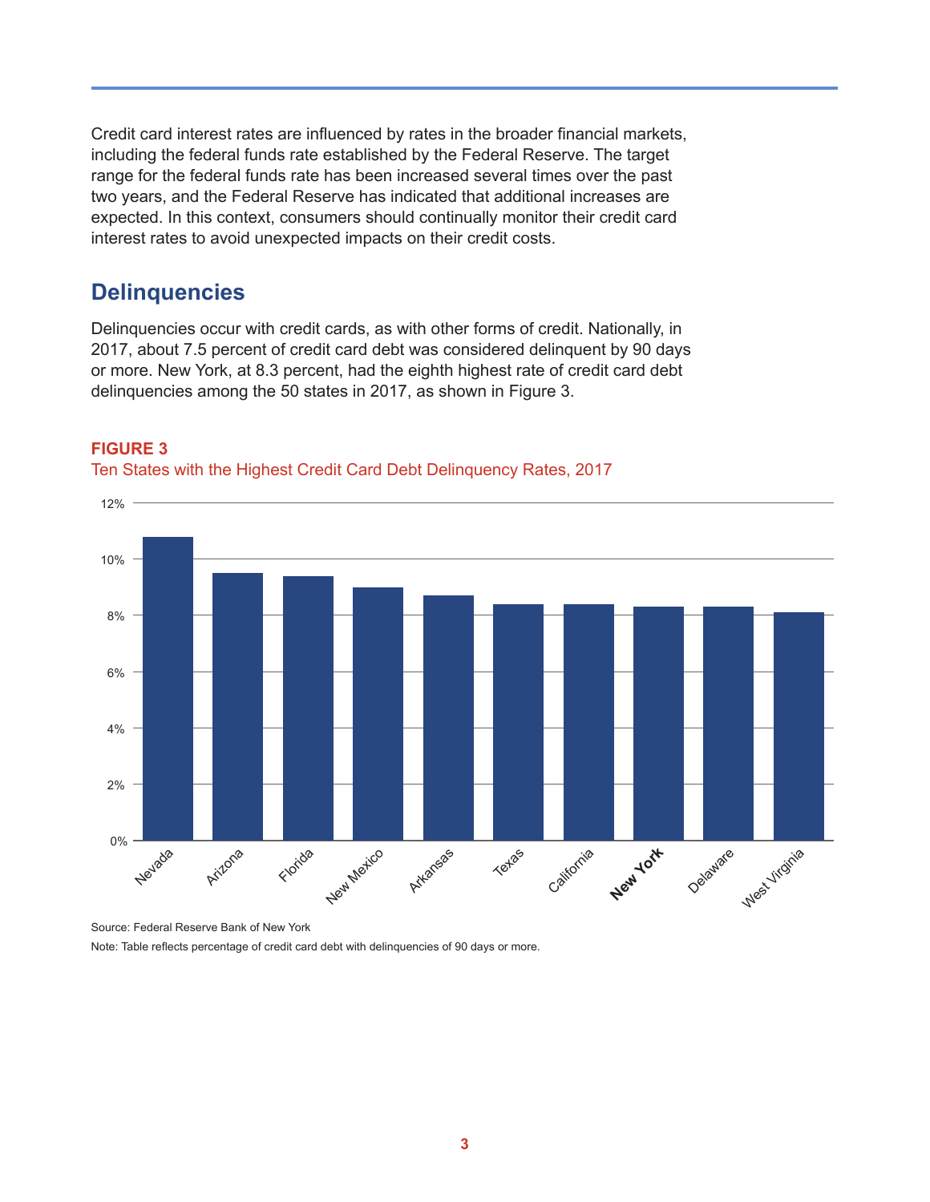Credit card interest rates are influenced by rates in the broader financial markets, including the federal funds rate established by the Federal Reserve. The target range for the federal funds rate has been increased several times over the past two years, and the Federal Reserve has indicated that additional increases are expected. In this context, consumers should continually monitor their credit card interest rates to avoid unexpected impacts on their credit costs.

## Delinquencies

Delinquencies occur with credit cards, as with other forms of credit. Nationally, in 2017, about 7.5 percent of credit card debt was considered delinquent by 90 days or more. New York, at 8.3 percent, had the eighth highest rate of credit card debt delinquencies among the 50 states in 2017, as shown in Figure 3.

**FIGURE 3**

Ten States with the Highest Credit Card Debt Delinquency Rates, 2017

12%
10%
8%
6%
4%
2%
0%

Nevada
Arizona
Florida
New Mexico
Arkansas
Texas
California
**New York**
Delaware
West Virginia

Source: Federal Reserve Bank of New York

Note: Table reflects percentage of credit card debt with delinquencies of 90 days or more.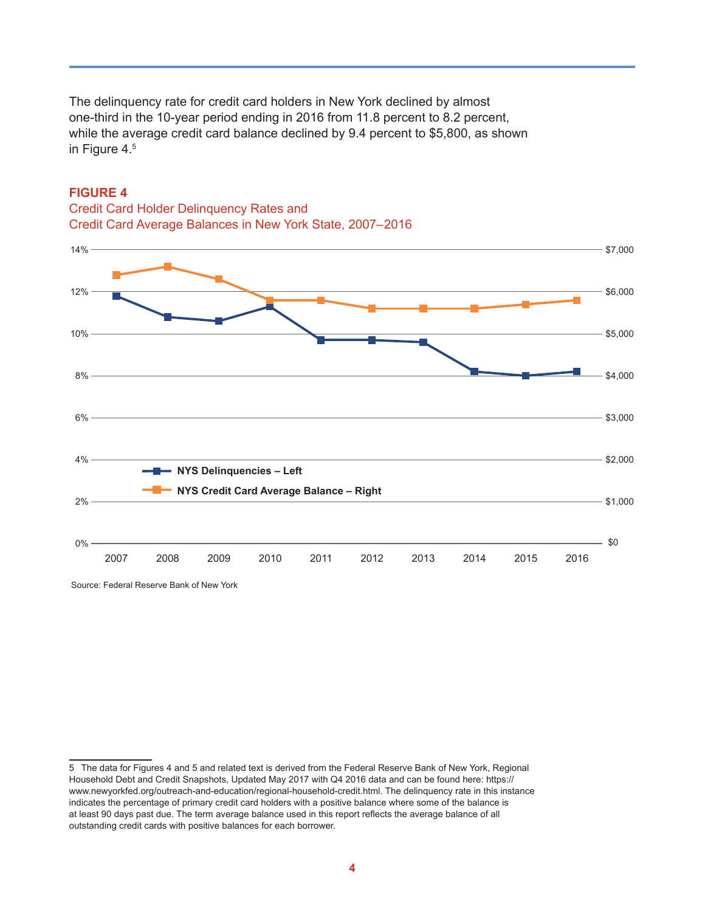The delinquency rate for credit card holders in New York declined by almost one-third in the 10-year period ending in 2016 from 11.8 percent to 8.2 percent, while the average credit card balance declined by 9.4 percent to $5,800, as shown in Figure 4.[5]

**FIGURE 4**

Credit Card Holder Delinquency Rates and Credit Card Average Balances in New York State, 2007–2016

14%
12%
10%
8%
6%
4%
2%
0%

$7,000
$6,000
$5,000
$4,000
$3,000
$2,000
$1,000
$0

2007
2008
2009
2010
2011
2012
2013
2014
2015
2016

**NYS Delinquencies – Left**

**NYS Credit Card Average Balance – Right**

Source: Federal Reserve Bank of New York

5 The data for Figures 4 and 5 and related text is derived from the Federal Reserve Bank of New York, Regional Household Debt and Credit Snapshots, Updated May 2017 with Q4 2016 data and can be found here: https://www.newyorkfed.org/outreach-and-education/regional-household-credit.html. The delinquency rate in this instance indicates the percentage of primary credit card holders with a positive balance where some of the balance is at least 90 days past due. The term average balance used in this report reflects the average balance of all outstanding credit cards with positive balances for each borrower.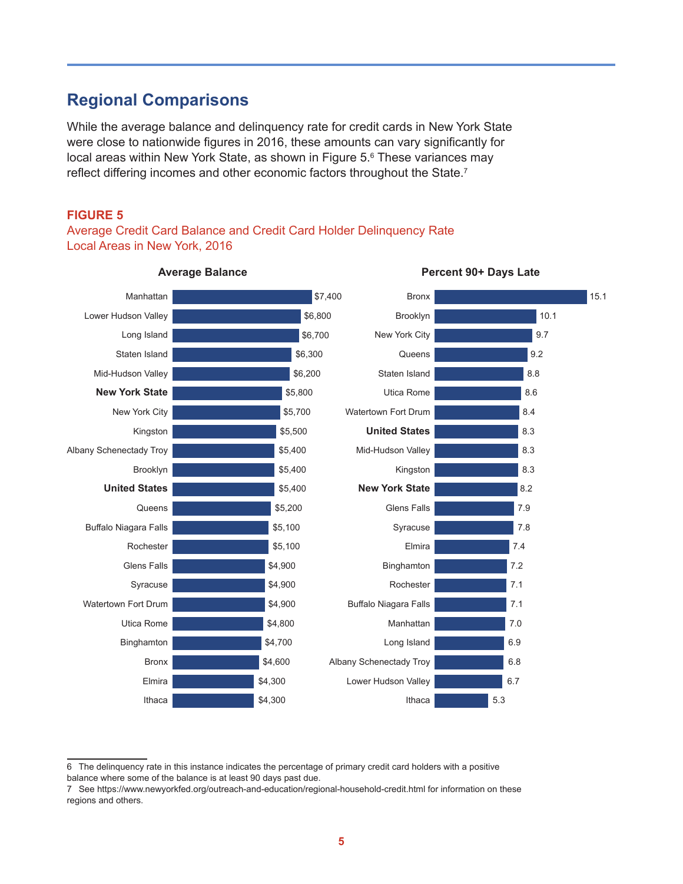## Regional Comparisons

While the average balance and delinquency rate for credit cards in New York State were close to nationwide figures in 2016, these amounts can vary significantly for local areas within New York State, as shown in Figure 5.[6] These variances may reflect differing incomes and other economic factors throughout the State.[7]

**FIGURE 5**

Average Credit Card Balance and Credit Card Holder Delinquency Rate
Local Areas in New York, 2016

**Average Balance**

Manhattan $7,400
Lower Hudson Valley $6,800
Long Island $6,700
Staten Island $6,300
Mid-Hudson Valley $6,200
**New York State** $5,800
New York City $5,700
Kingston $5,500
Albany Schenectady Troy $5,400
Brooklyn $5,400
**United States** $5,400
Queens $5,200
Buffalo Niagara Falls $5,100
Rochester $5,100
Glens Falls $4,900
Syracuse $4,900
Watertown Fort Drum $4,900
Utica Rome $4,800
Binghamton $4,700
Bronx $4,600
Elmira $4,300
Ithaca $4,300

**Percent 90+ Days Late**

Bronx 15.1
Brooklyn 10.1
New York City 9.7
Queens 9.2
Staten Island 8.8
Utica Rome 8.6
Watertown Fort Drum 8.4
**United States** 8.3
Mid-Hudson Valley 8.3
Kingston 8.3
**New York State** 8.2
Glens Falls 7.9
Syracuse 7.8
Elmira 7.4
Binghamton 7.2
Rochester 7.1
Buffalo Niagara Falls 7.1
Manhattan 7.0
Long Island 6.9
Albany Schenectady Troy 6.8
Lower Hudson Valley 6.7
Ithaca 5.3

---

6 The delinquency rate in this instance indicates the percentage of primary credit card holders with a positive balance where some of the balance is at least 90 days past due.

7 See https://www.newyorkfed.org/outreach-and-education/regional-household-credit.html for information on these regions and others.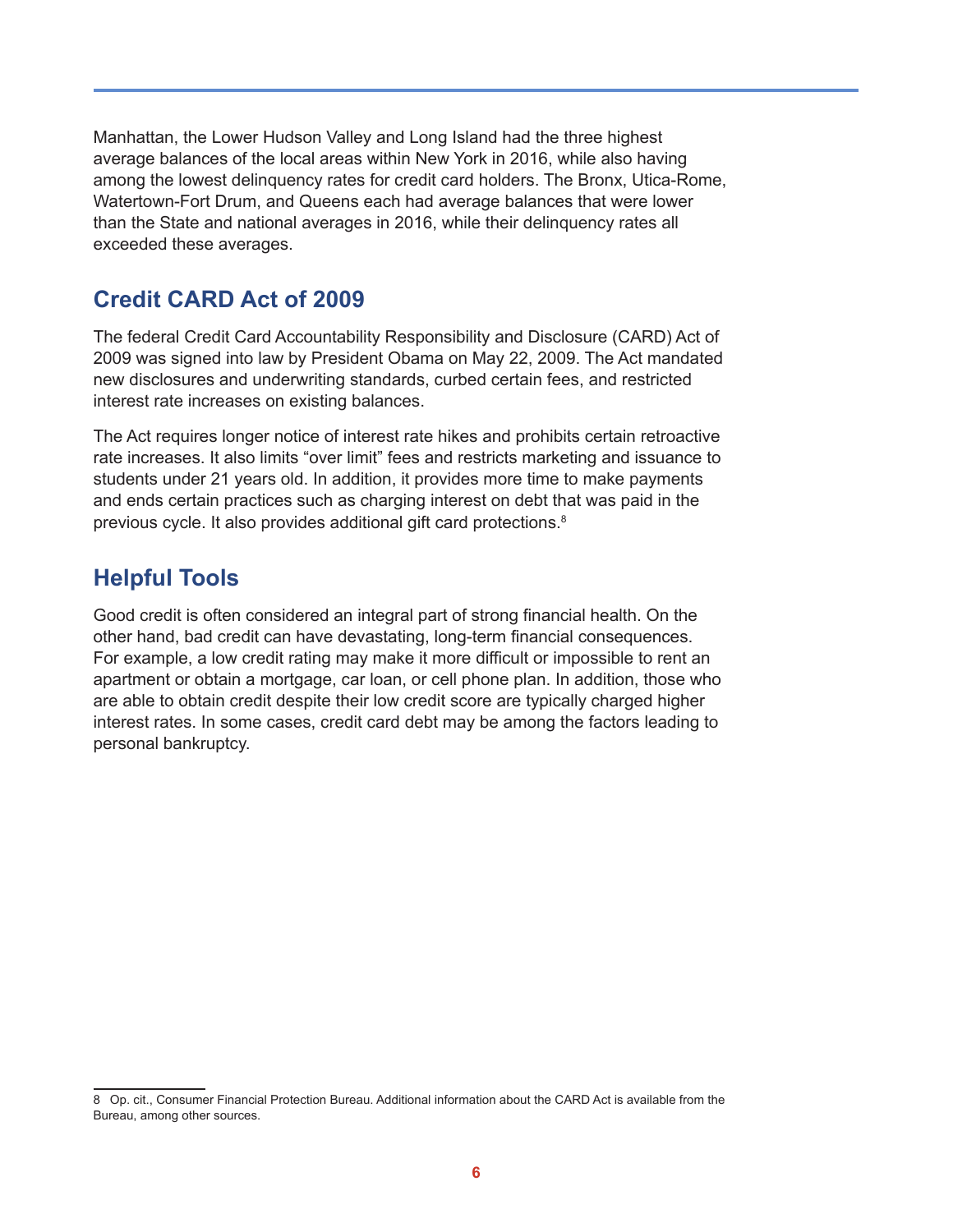Manhattan, the Lower Hudson Valley and Long Island had the three highest average balances of the local areas within New York in 2016, while also having among the lowest delinquency rates for credit card holders. The Bronx, Utica-Rome, Watertown-Fort Drum, and Queens each had average balances that were lower than the State and national averages in 2016, while their delinquency rates all exceeded these averages.

## Credit CARD Act of 2009

The federal Credit Card Accountability Responsibility and Disclosure (CARD) Act of 2009 was signed into law by President Obama on May 22, 2009. The Act mandated new disclosures and underwriting standards, curbed certain fees, and restricted interest rate increases on existing balances.

The Act requires longer notice of interest rate hikes and prohibits certain retroactive rate increases. It also limits "over limit" fees and restricts marketing and issuance to students under 21 years old. In addition, it provides more time to make payments and ends certain practices such as charging interest on debt that was paid in the previous cycle. It also provides additional gift card protections.[8]

## Helpful Tools

Good credit is often considered an integral part of strong financial health. On the other hand, bad credit can have devastating, long-term financial consequences. For example, a low credit rating may make it more difficult or impossible to rent an apartment or obtain a mortgage, car loan, or cell phone plan. In addition, those who are able to obtain credit despite their low credit score are typically charged higher interest rates. In some cases, credit card debt may be among the factors leading to personal bankruptcy.

8 Op. cit., Consumer Financial Protection Bureau. Additional information about the CARD Act is available from the Bureau, among other sources.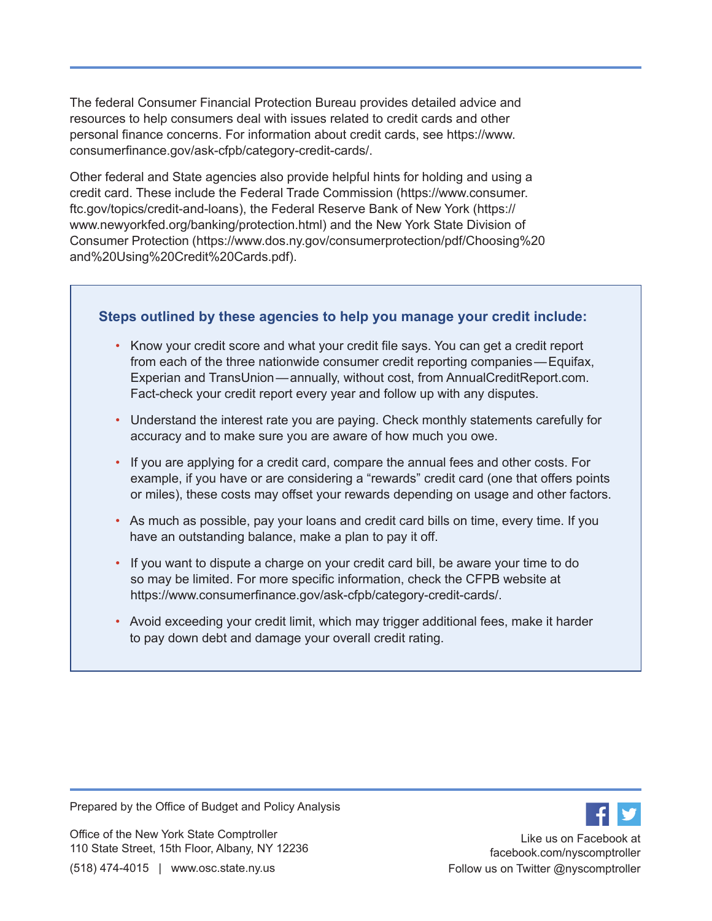The federal Consumer Financial Protection Bureau provides detailed advice and resources to help consumers deal with issues related to credit cards and other personal finance concerns. For information about credit cards, see https://www.consumerfinance.gov/ask-cfpb/category-credit-cards/.

Other federal and State agencies also provide helpful hints for holding and using a credit card. These include the Federal Trade Commission (https://www.consumer.ftc.gov/topics/credit-and-loans), the Federal Reserve Bank of New York (https://www.newyorkfed.org/banking/protection.html) and the New York State Division of Consumer Protection (https://www.dos.ny.gov/consumerprotection/pdf/Choosing%20and%20Using%20Credit%20Cards.pdf).

**Steps outlined by these agencies to help you manage your credit include:**

- Know your credit score and what your credit file says. You can get a credit report from each of the three nationwide consumer credit reporting companies — Equifax, Experian and TransUnion — annually, without cost, from AnnualCreditReport.com. Fact-check your credit report every year and follow up with any disputes.
- Understand the interest rate you are paying. Check monthly statements carefully for accuracy and to make sure you are aware of how much you owe.
- If you are applying for a credit card, compare the annual fees and other costs. For example, if you have or are considering a "rewards" credit card (one that offers points or miles), these costs may offset your rewards depending on usage and other factors.
- As much as possible, pay your loans and credit card bills on time, every time. If you have an outstanding balance, make a plan to pay it off.
- If you want to dispute a charge on your credit card bill, be aware your time to do so may be limited. For more specific information, check the CFPB website at https://www.consumerfinance.gov/ask-cfpb/category-credit-cards/.
- Avoid exceeding your credit limit, which may trigger additional fees, make it harder to pay down debt and damage your overall credit rating.

Prepared by the Office of Budget and Policy Analysis

Office of the New York State Comptroller
110 State Street, 15th Floor, Albany, NY 12236

(518) 474-4015 | www.osc.state.ny.us

Like us on Facebook at facebook.com/nyscomptroller
Follow us on Twitter @nyscomptroller